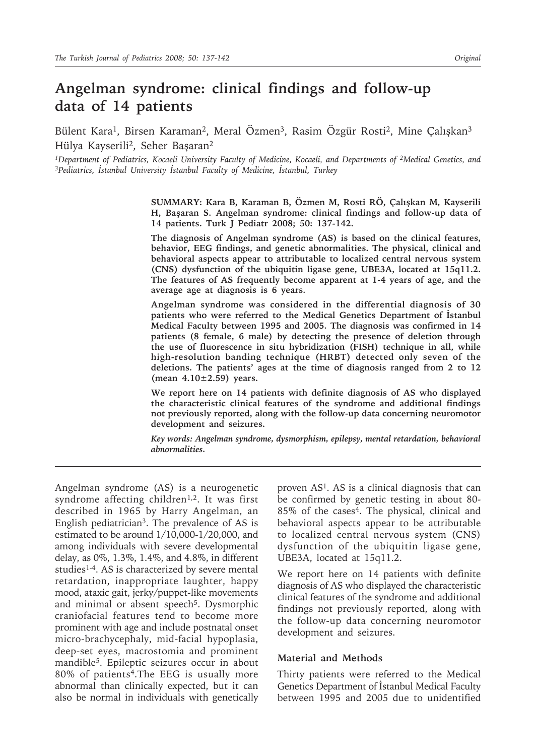# Angelman syndrome: clinical findings and follow-up data of 14 patients

Bülent Kara[1], Birsen Karaman[2], Meral Özmen[3], Rasim Özgür Rosti[2], Mine Çalışkan[3] Hülya Kayserili[2], Seher Başaran[2]

[1]Department of Pediatrics, Kocaeli University Faculty of Medicine, Kocaeli, and Departments of [2]Medical Genetics, and [3]Pediatrics, İstanbul University İstanbul Faculty of Medicine, İstanbul, Turkey

**SUMMARY: Kara B, Karaman B, Özmen M, Rosti RÖ, Çalışkan M, Kayserili H, Başaran S. Angelman syndrome: clinical findings and follow-up data of 14 patients. Turk J Pediatr 2008; 50: 137-142.**

**The diagnosis of Angelman syndrome (AS) is based on the clinical features, behavior, EEG findings, and genetic abnormalities. The physical, clinical and behavioral aspects appear to attributable to localized central nervous system (CNS) dysfunction of the ubiquitin ligase gene, UBE3A, located at 15q11.2. The features of AS frequently become apparent at 1-4 years of age, and the average age at diagnosis is 6 years.**

**Angelman syndrome was considered in the differential diagnosis of 30 patients who were referred to the Medical Genetics Department of İstanbul Medical Faculty between 1995 and 2005. The diagnosis was confirmed in 14 patients (8 female, 6 male) by detecting the presence of deletion through the use of fluorescence in situ hybridization (FISH) technique in all, while high-resolution banding technique (HRBT) detected only seven of the deletions. The patients' ages at the time of diagnosis ranged from 2 to 12 (mean 4.10±2.59) years.**

**We report here on 14 patients with definite diagnosis of AS who displayed the characteristic clinical features of the syndrome and additional findings not previously reported, along with the follow-up data concerning neuromotor development and seizures.**

***Key words: Angelman syndrome, dysmorphism, epilepsy, mental retardation, behavioral abnormalities.***

Angelman syndrome (AS) is a neurogenetic syndrome affecting children[1,2]. It was first described in 1965 by Harry Angelman, an English pediatrician[3]. The prevalence of AS is estimated to be around 1/10,000-1/20,000, and among individuals with severe developmental delay, as 0%, 1.3%, 1.4%, and 4.8%, in different studies[1-4]. AS is characterized by severe mental retardation, inappropriate laughter, happy mood, ataxic gait, jerky/puppet-like movements and minimal or absent speech[5]. Dysmorphic craniofacial features tend to become more prominent with age and include postnatal onset micro-brachycephaly, mid-facial hypoplasia, deep-set eyes, macrostomia and prominent mandible[5]. Epileptic seizures occur in about 80% of patients[4]. The EEG is usually more abnormal than clinically expected, but it can also be normal in individuals with genetically proven AS[1]. AS is a clinical diagnosis that can be confirmed by genetic testing in about 80-85% of the cases[4]. The physical, clinical and behavioral aspects appear to be attributable to localized central nervous system (CNS) dysfunction of the ubiquitin ligase gene, UBE3A, located at 15q11.2.

We report here on 14 patients with definite diagnosis of AS who displayed the characteristic clinical features of the syndrome and additional findings not previously reported, along with the follow-up data concerning neuromotor development and seizures.

## Material and Methods

Thirty patients were referred to the Medical Genetics Department of İstanbul Medical Faculty between 1995 and 2005 due to unidentified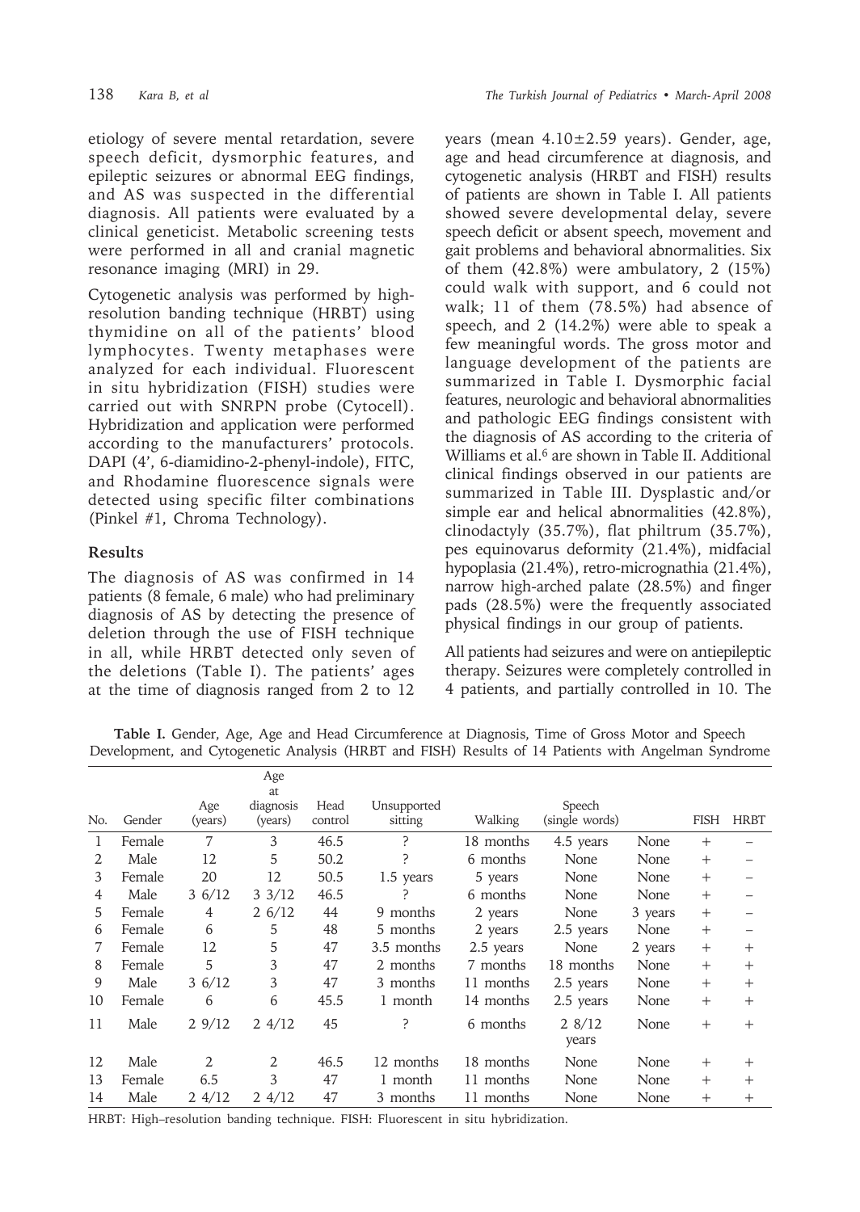etiology of severe mental retardation, severe speech deficit, dysmorphic features, and epileptic seizures or abnormal EEG findings, and AS was suspected in the differential diagnosis. All patients were evaluated by a clinical geneticist. Metabolic screening tests were performed in all and cranial magnetic resonance imaging (MRI) in 29.

Cytogenetic analysis was performed by high-resolution banding technique (HRBT) using thymidine on all of the patients' blood lymphocytes. Twenty metaphases were analyzed for each individual. Fluorescent in situ hybridization (FISH) studies were carried out with SNRPN probe (Cytocell). Hybridization and application were performed according to the manufacturers' protocols. DAPI (4', 6-diamidino-2-phenyl-indole), FITC, and Rhodamine fluorescence signals were detected using specific filter combinations (Pinkel #1, Chroma Technology).

## Results

The diagnosis of AS was confirmed in 14 patients (8 female, 6 male) who had preliminary diagnosis of AS by detecting the presence of deletion through the use of FISH technique in all, while HRBT detected only seven of the deletions (Table I). The patients' ages at the time of diagnosis ranged from 2 to 12 years (mean 4.10±2.59 years). Gender, age, age and head circumference at diagnosis, and cytogenetic analysis (HRBT and FISH) results of patients are shown in Table I. All patients showed severe developmental delay, severe speech deficit or absent speech, movement and gait problems and behavioral abnormalities. Six of them (42.8%) were ambulatory, 2 (15%) could walk with support, and 6 could not walk; 11 of them (78.5%) had absence of speech, and 2 (14.2%) were able to speak a few meaningful words. The gross motor and language development of the patients are summarized in Table I. Dysmorphic facial features, neurologic and behavioral abnormalities and pathologic EEG findings consistent with the diagnosis of AS according to the criteria of Williams et al.[6] are shown in Table II. Additional clinical findings observed in our patients are summarized in Table III. Dysplastic and/or simple ear and helical abnormalities (42.8%), clinodactyly (35.7%), flat philtrum (35.7%), pes equinovarus deformity (21.4%), midfacial hypoplasia (21.4%), retro-micrognathia (21.4%), narrow high-arched palate (28.5%) and finger pads (28.5%) were the frequently associated physical findings in our group of patients.

All patients had seizures and were on antiepileptic therapy. Seizures were completely controlled in 4 patients, and partially controlled in 10. The

**Table I.** Gender, Age, Age and Head Circumference at Diagnosis, Time of Gross Motor and Speech Development, and Cytogenetic Analysis (HRBT and FISH) Results of 14 Patients with Angelman Syndrome

| No. | Gender | Age (years) | Age at diagnosis (years) | Head control | Unsupported sitting | Walking | Speech (single words) | | FISH | HRBT |
|---|---|---|---|---|---|---|---|---|---|---|
| 1 | Female | 7 | 3 | 46.5 | ? | 18 months | 4.5 years | None | + | – |
| 2 | Male | 12 | 5 | 50.2 | ? | 6 months | None | None | + | – |
| 3 | Female | 20 | 12 | 50.5 | 1.5 years | 5 years | None | None | + | – |
| 4 | Male | 3 6/12 | 3 3/12 | 46.5 | ? | 6 months | None | None | + | – |
| 5 | Female | 4 | 2 6/12 | 44 | 9 months | 2 years | None | 3 years | + | – |
| 6 | Female | 6 | 5 | 48 | 5 months | 2 years | 2.5 years | None | + | – |
| 7 | Female | 12 | 5 | 47 | 3.5 months | 2.5 years | None | 2 years | + | + |
| 8 | Female | 5 | 3 | 47 | 2 months | 7 months | 18 months | None | + | + |
| 9 | Male | 3 6/12 | 3 | 47 | 3 months | 11 months | 2.5 years | None | + | + |
| 10 | Female | 6 | 6 | 45.5 | 1 month | 14 months | 2.5 years | None | + | + |
| 11 | Male | 2 9/12 | 2 4/12 | 45 | ? | 6 months | 2 8/12 years | None | + | + |
| 12 | Male | 2 | 2 | 46.5 | 12 months | 18 months | None | None | + | + |
| 13 | Female | 6.5 | 3 | 47 | 1 month | 11 months | None | None | + | + |
| 14 | Male | 2 4/12 | 2 4/12 | 47 | 3 months | 11 months | None | None | + | + |

HRBT: High–resolution banding technique. FISH: Fluorescent in situ hybridization.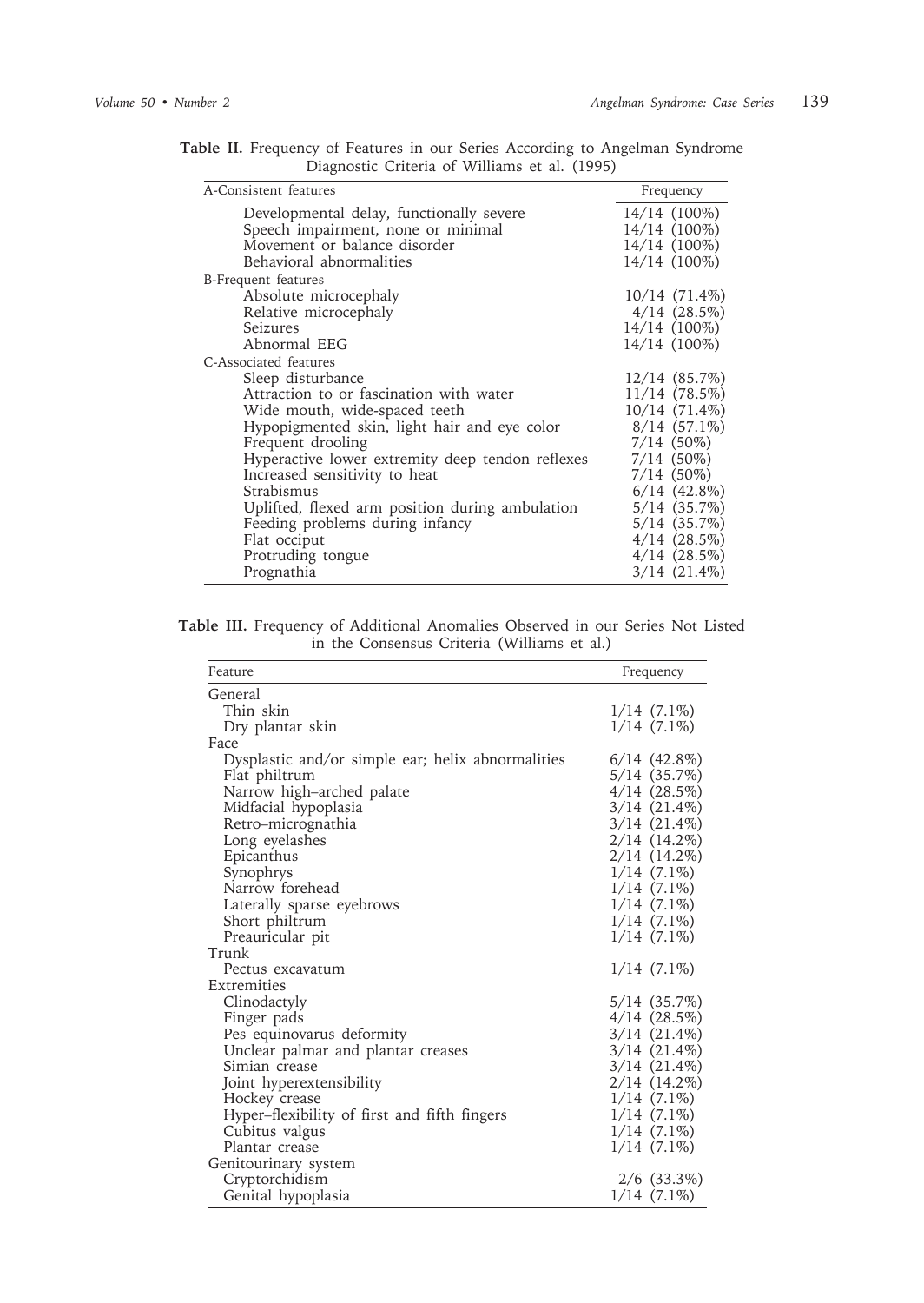**Table II.** Frequency of Features in our Series According to Angelman Syndrome Diagnostic Criteria of Williams et al. (1995)

| A-Consistent features | Frequency |
|---|---|
| Developmental delay, functionally severe | 14/14 (100%) |
| Speech impairment, none or minimal | 14/14 (100%) |
| Movement or balance disorder | 14/14 (100%) |
| Behavioral abnormalities | 14/14 (100%) |
| B-Frequent features | |
| Absolute microcephaly | 10/14 (71.4%) |
| Relative microcephaly | 4/14 (28.5%) |
| Seizures | 14/14 (100%) |
| Abnormal EEG | 14/14 (100%) |
| C-Associated features | |
| Sleep disturbance | 12/14 (85.7%) |
| Attraction to or fascination with water | 11/14 (78.5%) |
| Wide mouth, wide-spaced teeth | 10/14 (71.4%) |
| Hypopigmented skin, light hair and eye color | 8/14 (57.1%) |
| Frequent drooling | 7/14 (50%) |
| Hyperactive lower extremity deep tendon reflexes | 7/14 (50%) |
| Increased sensitivity to heat | 7/14 (50%) |
| Strabismus | 6/14 (42.8%) |
| Uplifted, flexed arm position during ambulation | 5/14 (35.7%) |
| Feeding problems during infancy | 5/14 (35.7%) |
| Flat occiput | 4/14 (28.5%) |
| Protruding tongue | 4/14 (28.5%) |
| Prognathia | 3/14 (21.4%) |

**Table III.** Frequency of Additional Anomalies Observed in our Series Not Listed in the Consensus Criteria (Williams et al.)

| Feature | Frequency |
|---|---|
| General | |
| Thin skin | 1/14 (7.1%) |
| Dry plantar skin | 1/14 (7.1%) |
| Face | |
| Dysplastic and/or simple ear; helix abnormalities | 6/14 (42.8%) |
| Flat philtrum | 5/14 (35.7%) |
| Narrow high–arched palate | 4/14 (28.5%) |
| Midfacial hypoplasia | 3/14 (21.4%) |
| Retro–micrognathia | 3/14 (21.4%) |
| Long eyelashes | 2/14 (14.2%) |
| Epicanthus | 2/14 (14.2%) |
| Synophrys | 1/14 (7.1%) |
| Narrow forehead | 1/14 (7.1%) |
| Laterally sparse eyebrows | 1/14 (7.1%) |
| Short philtrum | 1/14 (7.1%) |
| Preauricular pit | 1/14 (7.1%) |
| Trunk | |
| Pectus excavatum | 1/14 (7.1%) |
| Extremities | |
| Clinodactyly | 5/14 (35.7%) |
| Finger pads | 4/14 (28.5%) |
| Pes equinovarus deformity | 3/14 (21.4%) |
| Unclear palmar and plantar creases | 3/14 (21.4%) |
| Simian crease | 3/14 (21.4%) |
| Joint hyperextensibility | 2/14 (14.2%) |
| Hockey crease | 1/14 (7.1%) |
| Hyper–flexibility of first and fifth fingers | 1/14 (7.1%) |
| Cubitus valgus | 1/14 (7.1%) |
| Plantar crease | 1/14 (7.1%) |
| Genitourinary system | |
| Cryptorchidism | 2/6 (33.3%) |
| Genital hypoplasia | 1/14 (7.1%) |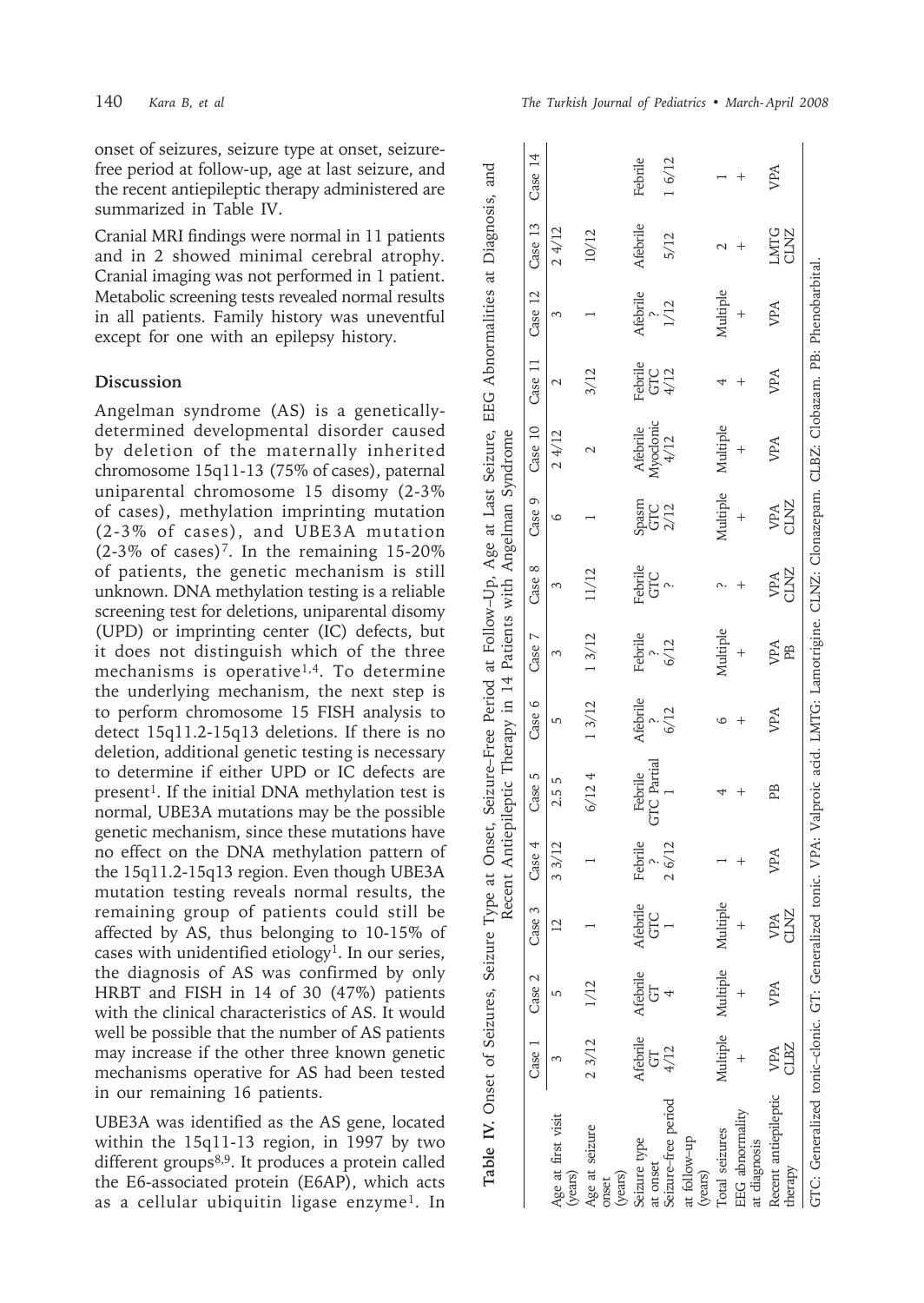onset of seizures, seizure type at onset, seizure-free period at follow-up, age at last seizure, and the recent antiepileptic therapy administered are summarized in Table IV.

Cranial MRI findings were normal in 11 patients and in 2 showed minimal cerebral atrophy. Cranial imaging was not performed in 1 patient. Metabolic screening tests revealed normal results in all patients. Family history was uneventful except for one with an epilepsy history.

**Table IV.** Onset of Seizures, Seizure Type at Onset, Seizure-Free Period at Follow-Up, Age at Last Seizure, EEG Abnormalities at Diagnosis, and Recent Antiepileptic Therapy in 14 Patients with Angelman Syndrome

| | Case 1 | Case 2 | Case 3 | Case 4 | Case 5 | Case 6 | Case 7 | Case 8 | Case 9 | Case 10 | Case 11 | Case 12 | Case 13 | Case 14 |
|---|---|---|---|---|---|---|---|---|---|---|---|---|---|---|
| Age at first visit (years) | 3 | 5 | 12 | 3 3/12 | 2.5 5 | 5 | 3 | 3 | 6 | 2 4/12 | 2 | 3 | 2 4/12 | |
| Age at seizure onset (years) | 2 3/12 | 1/12 | 1 | 1 | 6/12 4 | 1 3/12 | 1 3/12 | 11/12 | 1 | 2 | 3/12 | 1 | 10/12 | |
| Seizure type at onset | Afebrile GT | Afebrile GT | Afebrile GTC | Febrile ? | Febrile GTC Partial | Afebrile ? | Febrile ? | Febrile GTC | Spasm GTC | Afebrile Myoclonic | Febrile GTC | Afebrile ? | Afebrile | Febrile |
| Seizure-free period at follow-up (years) | 4/12 | 4 | 1 | 2 6/12 | 1 | 6/12 | 6/12 | ? | 2/12 | 4/12 | 4/12 | 1/12 | 5/12 | 1 6/12 |
| Total seizures | Multiple | Multiple | Multiple | 1 | 4 | 6 | Multiple | ? | Multiple | Multiple | 4 | Multiple | 2 | 1 |
| EEG abnormality at diagnosis | + | + | + | + | + | + | + | + | + | + | + | + | + | + |
| Recent antiepileptic therapy | VPA CLBZ | VPA | VPA CLNZ | VPA | PB | VPA | VPA PB | VPA CLNZ | VPA CLNZ | VPA | VPA | VPA | LMTG CLNZ | VPA |

GTC: Generalized tonic-clonic. GT: Generalized tonic. VPA: Valproic acid. LMTG: Lamotrigine. CLNZ: Clonazepam. CLBZ: Clobazam. PB: Phenobarbital.

## Discussion

Angelman syndrome (AS) is a genetically-determined developmental disorder caused by deletion of the maternally inherited chromosome 15q11-13 (75% of cases), paternal uniparental chromosome 15 disomy (2-3% of cases), methylation imprinting mutation (2-3% of cases), and UBE3A mutation (2-3% of cases)[7]. In the remaining 15-20% of patients, the genetic mechanism is still unknown. DNA methylation testing is a reliable screening test for deletions, uniparental disomy (UPD) or imprinting center (IC) defects, but it does not distinguish which of the three mechanisms is operative[1,4]. To determine the underlying mechanism, the next step is to perform chromosome 15 FISH analysis to detect 15q11.2-15q13 deletions. If there is no deletion, additional genetic testing is necessary to determine if either UPD or IC defects are present[1]. If the initial DNA methylation test is normal, UBE3A mutations may be the possible genetic mechanism, since these mutations have no effect on the DNA methylation pattern of the 15q11.2-15q13 region. Even though UBE3A mutation testing reveals normal results, the remaining group of patients could still be affected by AS, thus belonging to 10-15% of cases with unidentified etiology[1]. In our series, the diagnosis of AS was confirmed by only HRBT and FISH in 14 of 30 (47%) patients with the clinical characteristics of AS. It would well be possible that the number of AS patients may increase if the other three known genetic mechanisms operative for AS had been tested in our remaining 16 patients.

UBE3A was identified as the AS gene, located within the 15q11-13 region, in 1997 by two different groups[8,9]. It produces a protein called the E6-associated protein (E6AP), which acts as a cellular ubiquitin ligase enzyme[1]. In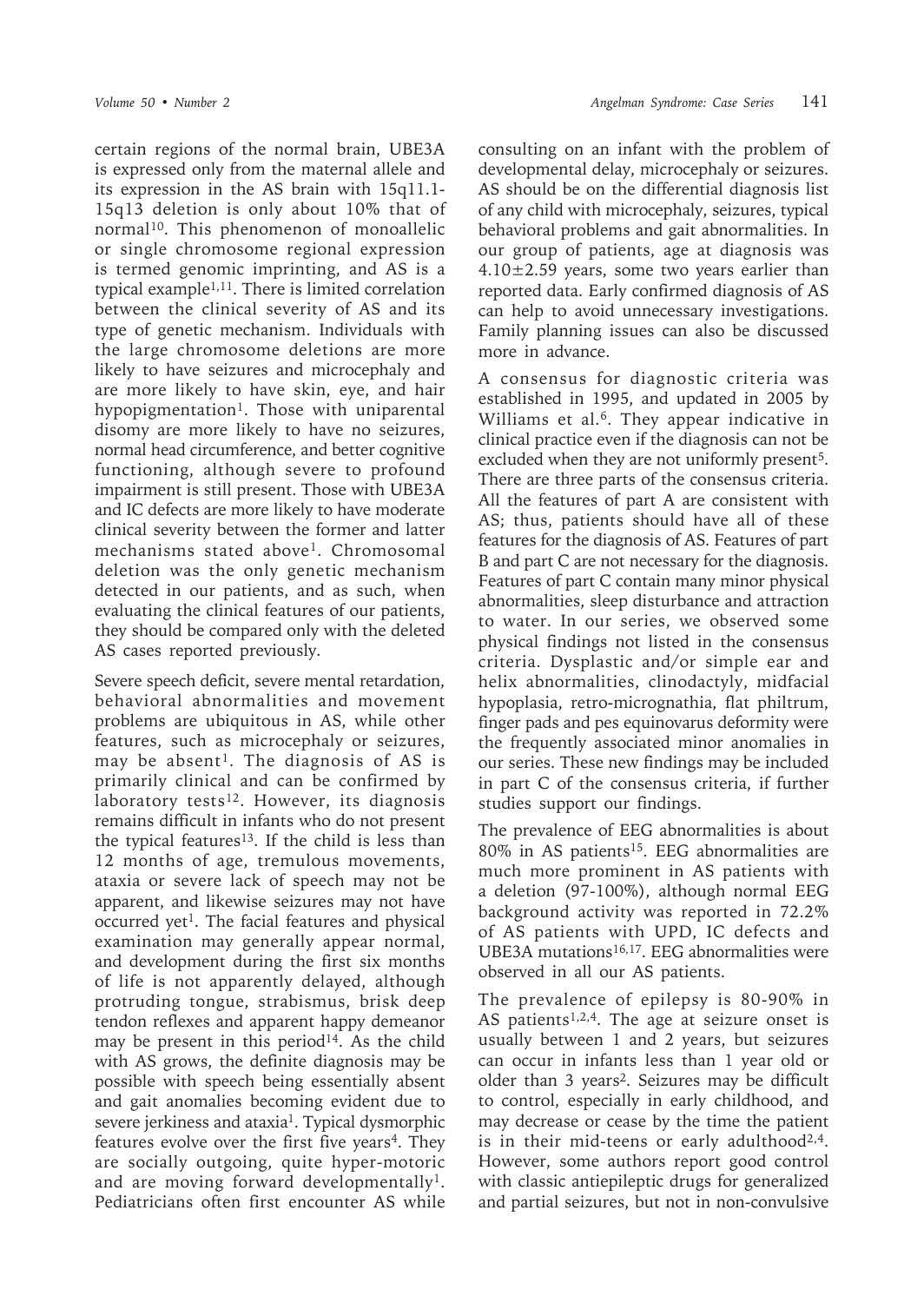certain regions of the normal brain, UBE3A is expressed only from the maternal allele and its expression in the AS brain with 15q11.1-15q13 deletion is only about 10% that of normal[10]. This phenomenon of monoallelic or single chromosome regional expression is termed genomic imprinting, and AS is a typical example[1,11]. There is limited correlation between the clinical severity of AS and its type of genetic mechanism. Individuals with the large chromosome deletions are more likely to have seizures and microcephaly and are more likely to have skin, eye, and hair hypopigmentation[1]. Those with uniparental disomy are more likely to have no seizures, normal head circumference, and better cognitive functioning, although severe to profound impairment is still present. Those with UBE3A and IC defects are more likely to have moderate clinical severity between the former and latter mechanisms stated above[1]. Chromosomal deletion was the only genetic mechanism detected in our patients, and as such, when evaluating the clinical features of our patients, they should be compared only with the deleted AS cases reported previously.

Severe speech deficit, severe mental retardation, behavioral abnormalities and movement problems are ubiquitous in AS, while other features, such as microcephaly or seizures, may be absent[1]. The diagnosis of AS is primarily clinical and can be confirmed by laboratory tests[12]. However, its diagnosis remains difficult in infants who do not present the typical features[13]. If the child is less than 12 months of age, tremulous movements, ataxia or severe lack of speech may not be apparent, and likewise seizures may not have occurred yet[1]. The facial features and physical examination may generally appear normal, and development during the first six months of life is not apparently delayed, although protruding tongue, strabismus, brisk deep tendon reflexes and apparent happy demeanor may be present in this period[14]. As the child with AS grows, the definite diagnosis may be possible with speech being essentially absent and gait anomalies becoming evident due to severe jerkiness and ataxia[1]. Typical dysmorphic features evolve over the first five years[4]. They are socially outgoing, quite hyper-motoric and are moving forward developmentally[1]. Pediatricians often first encounter AS while consulting on an infant with the problem of developmental delay, microcephaly or seizures. AS should be on the differential diagnosis list of any child with microcephaly, seizures, typical behavioral problems and gait abnormalities. In our group of patients, age at diagnosis was 4.10±2.59 years, some two years earlier than reported data. Early confirmed diagnosis of AS can help to avoid unnecessary investigations. Family planning issues can also be discussed more in advance.

A consensus for diagnostic criteria was established in 1995, and updated in 2005 by Williams et al.[6]. They appear indicative in clinical practice even if the diagnosis can not be excluded when they are not uniformly present[5]. There are three parts of the consensus criteria. All the features of part A are consistent with AS; thus, patients should have all of these features for the diagnosis of AS. Features of part B and part C are not necessary for the diagnosis. Features of part C contain many minor physical abnormalities, sleep disturbance and attraction to water. In our series, we observed some physical findings not listed in the consensus criteria. Dysplastic and/or simple ear and helix abnormalities, clinodactyly, midfacial hypoplasia, retro-micrognathia, flat philtrum, finger pads and pes equinovarus deformity were the frequently associated minor anomalies in our series. These new findings may be included in part C of the consensus criteria, if further studies support our findings.

The prevalence of EEG abnormalities is about 80% in AS patients[15]. EEG abnormalities are much more prominent in AS patients with a deletion (97-100%), although normal EEG background activity was reported in 72.2% of AS patients with UPD, IC defects and UBE3A mutations[16,17]. EEG abnormalities were observed in all our AS patients.

The prevalence of epilepsy is 80-90% in AS patients[1,2,4]. The age at seizure onset is usually between 1 and 2 years, but seizures can occur in infants less than 1 year old or older than 3 years[2]. Seizures may be difficult to control, especially in early childhood, and may decrease or cease by the time the patient is in their mid-teens or early adulthood[2,4]. However, some authors report good control with classic antiepileptic drugs for generalized and partial seizures, but not in non-convulsive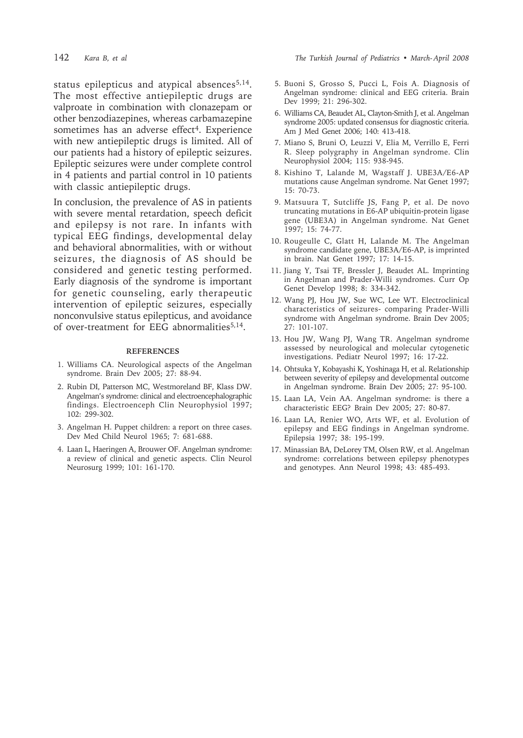status epilepticus and atypical absences[5,14]. The most effective antiepileptic drugs are valproate in combination with clonazepam or other benzodiazepines, whereas carbamazepine sometimes has an adverse effect[4]. Experience with new antiepileptic drugs is limited. All of our patients had a history of epileptic seizures. Epileptic seizures were under complete control in 4 patients and partial control in 10 patients with classic antiepileptic drugs.

In conclusion, the prevalence of AS in patients with severe mental retardation, speech deficit and epilepsy is not rare. In infants with typical EEG findings, developmental delay and behavioral abnormalities, with or without seizures, the diagnosis of AS should be considered and genetic testing performed. Early diagnosis of the syndrome is important for genetic counseling, early therapeutic intervention of epileptic seizures, especially nonconvulsive status epilepticus, and avoidance of over-treatment for EEG abnormalities[5,14].

## REFERENCES

1. Williams CA. Neurological aspects of the Angelman syndrome. Brain Dev 2005; 27: 88-94.
2. Rubin DI, Patterson MC, Westmoreland BF, Klass DW. Angelman's syndrome: clinical and electroencephalographic findings. Electroenceph Clin Neurophysiol 1997; 102: 299-302.
3. Angelman H. Puppet children: a report on three cases. Dev Med Child Neurol 1965; 7: 681-688.
4. Laan L, Haeringen A, Brouwer OF. Angelman syndrome: a review of clinical and genetic aspects. Clin Neurol Neurosurg 1999; 101: 161-170.
5. Buoni S, Grosso S, Pucci L, Fois A. Diagnosis of Angelman syndrome: clinical and EEG criteria. Brain Dev 1999; 21: 296-302.
6. Williams CA, Beaudet AL, Clayton-Smith J, et al. Angelman syndrome 2005: updated consensus for diagnostic criteria. Am J Med Genet 2006; 140: 413-418.
7. Miano S, Bruni O, Leuzzi V, Elia M, Verrillo E, Ferri R. Sleep polygraphy in Angelman syndrome. Clin Neurophysiol 2004; 115: 938-945.
8. Kishino T, Lalande M, Wagstaff J. UBE3A/E6-AP mutations cause Angelman syndrome. Nat Genet 1997; 15: 70-73.
9. Matsuura T, Sutcliffe JS, Fang P, et al. De novo truncating mutations in E6-AP ubiquitin-protein ligase gene (UBE3A) in Angelman syndrome. Nat Genet 1997; 15: 74-77.
10. Rougeulle C, Glatt H, Lalande M. The Angelman syndrome candidate gene, UBE3A/E6-AP, is imprinted in brain. Nat Genet 1997; 17: 14-15.
11. Jiang Y, Tsai TF, Bressler J, Beaudet AL. Imprinting in Angelman and Prader-Willi syndromes. Curr Op Genet Develop 1998; 8: 334-342.
12. Wang PJ, Hou JW, Sue WC, Lee WT. Electroclinical characteristics of seizures- comparing Prader-Willi syndrome with Angelman syndrome. Brain Dev 2005; 27: 101-107.
13. Hou JW, Wang PJ, Wang TR. Angelman syndrome assessed by neurological and molecular cytogenetic investigations. Pediatr Neurol 1997; 16: 17-22.
14. Ohtsuka Y, Kobayashi K, Yoshinaga H, et al. Relationship between severity of epilepsy and developmental outcome in Angelman syndrome. Brain Dev 2005; 27: 95-100.
15. Laan LA, Vein AA. Angelman syndrome: is there a characteristic EEG? Brain Dev 2005; 27: 80-87.
16. Laan LA, Renier WO, Arts WF, et al. Evolution of epilepsy and EEG findings in Angelman syndrome. Epilepsia 1997; 38: 195-199.
17. Minassian BA, DeLorey TM, Olsen RW, et al. Angelman syndrome: correlations between epilepsy phenotypes and genotypes. Ann Neurol 1998; 43: 485-493.